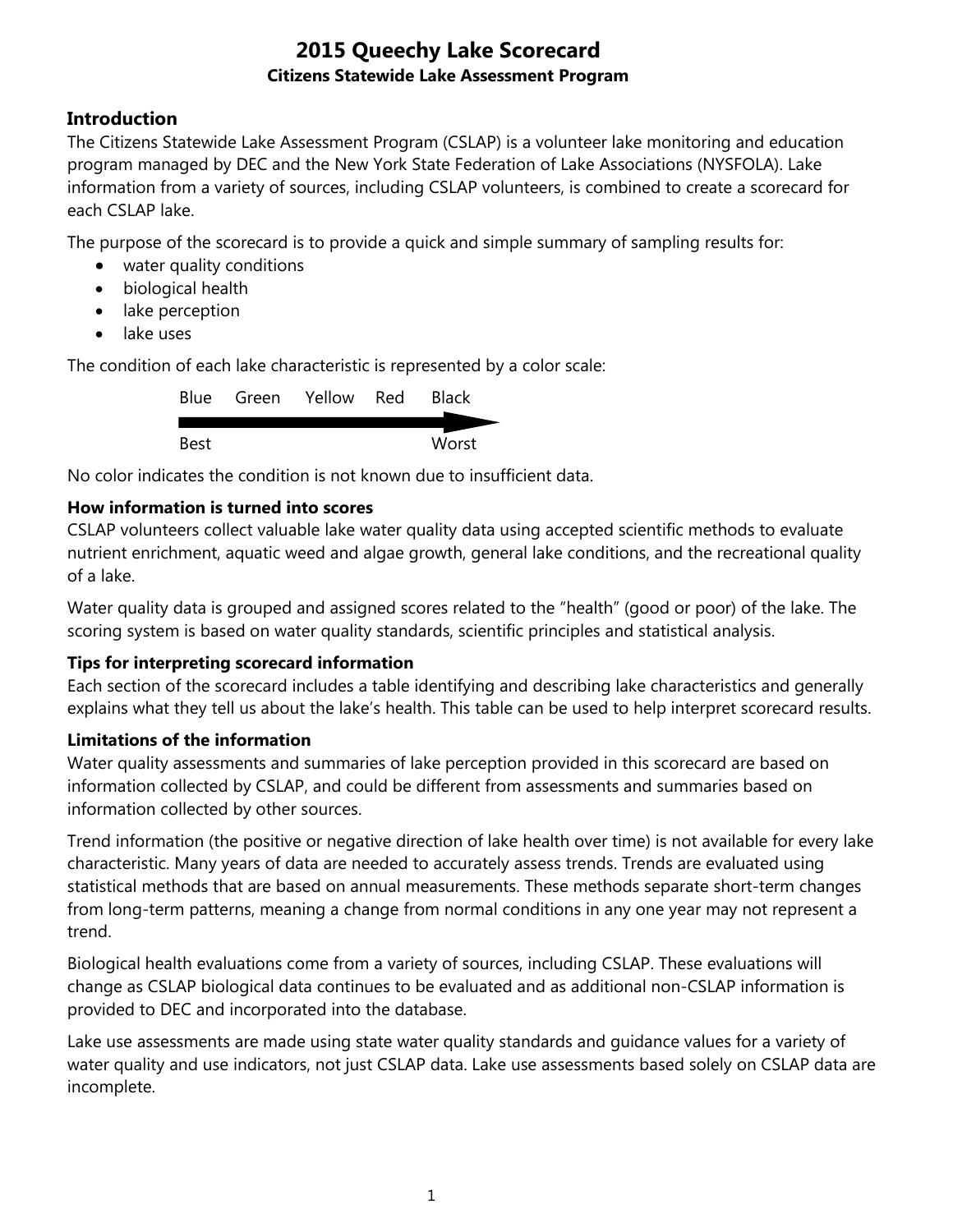# 2015 Queechy Lake Scorecard

**Citizens Statewide Lake Assessment Program**

## Introduction

The Citizens Statewide Lake Assessment Program (CSLAP) is a volunteer lake monitoring and education program managed by DEC and the New York State Federation of Lake Associations (NYSFOLA). Lake information from a variety of sources, including CSLAP volunteers, is combined to create a scorecard for each CSLAP lake.

The purpose of the scorecard is to provide a quick and simple summary of sampling results for:

- water quality conditions
- biological health
- lake perception
- lake uses

The condition of each lake characteristic is represented by a color scale:

Blue Green Yellow Red Black

Best → Worst

No color indicates the condition is not known due to insufficient data.

### How information is turned into scores

CSLAP volunteers collect valuable lake water quality data using accepted scientific methods to evaluate nutrient enrichment, aquatic weed and algae growth, general lake conditions, and the recreational quality of a lake.

Water quality data is grouped and assigned scores related to the "health" (good or poor) of the lake. The scoring system is based on water quality standards, scientific principles and statistical analysis.

### Tips for interpreting scorecard information

Each section of the scorecard includes a table identifying and describing lake characteristics and generally explains what they tell us about the lake's health. This table can be used to help interpret scorecard results.

### Limitations of the information

Water quality assessments and summaries of lake perception provided in this scorecard are based on information collected by CSLAP, and could be different from assessments and summaries based on information collected by other sources.

Trend information (the positive or negative direction of lake health over time) is not available for every lake characteristic. Many years of data are needed to accurately assess trends. Trends are evaluated using statistical methods that are based on annual measurements. These methods separate short-term changes from long-term patterns, meaning a change from normal conditions in any one year may not represent a trend.

Biological health evaluations come from a variety of sources, including CSLAP. These evaluations will change as CSLAP biological data continues to be evaluated and as additional non-CSLAP information is provided to DEC and incorporated into the database.

Lake use assessments are made using state water quality standards and guidance values for a variety of water quality and use indicators, not just CSLAP data. Lake use assessments based solely on CSLAP data are incomplete.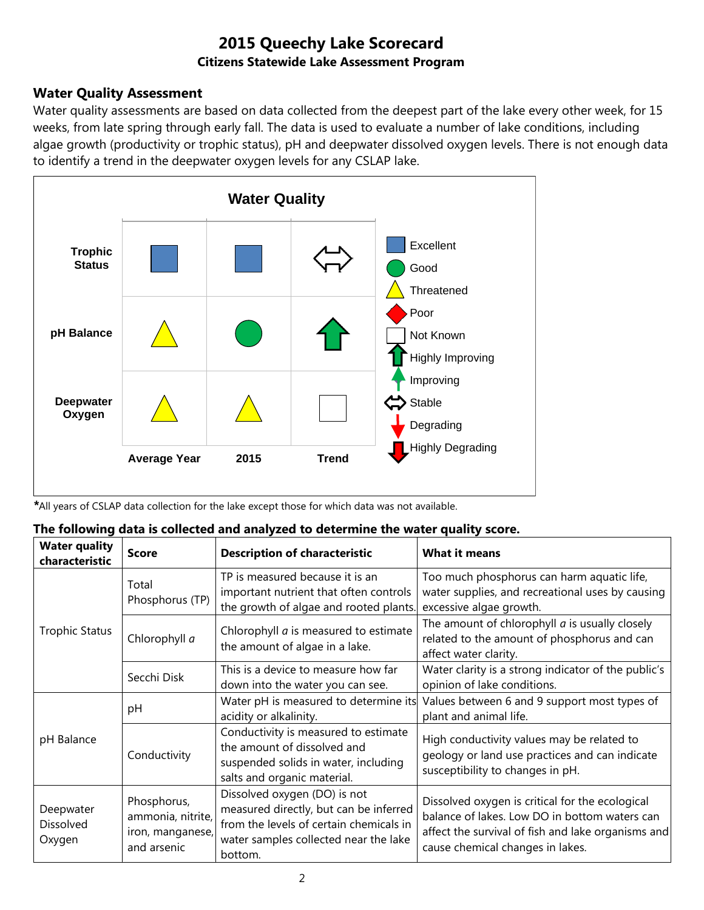# 2015 Queechy Lake Scorecard

**Citizens Statewide Lake Assessment Program**

## Water Quality Assessment

Water quality assessments are based on data collected from the deepest part of the lake every other week, for 15 weeks, from late spring through early fall. The data is used to evaluate a number of lake conditions, including algae growth (productivity or trophic status), pH and deepwater dissolved oxygen levels. There is not enough data to identify a trend in the deepwater oxygen levels for any CSLAP lake.

**Water Quality**

| | Average Year | 2015 | Trend |
|---|---|---|---|
| Trophic Status | Excellent | Excellent | Stable |
| pH Balance | Threatened | Good | Highly Improving |
| Deepwater Oxygen | Threatened | Threatened | Not Known |

Legend: Excellent; Good; Threatened; Poor; Not Known; Highly Improving; Improving; Stable; Degrading; Highly Degrading

*All years of CSLAP data collection for the lake except those for which data was not available.

**The following data is collected and analyzed to determine the water quality score.**

| Water quality characteristic | Score | Description of characteristic | What it means |
|---|---|---|---|
| Trophic Status | Total Phosphorus (TP) | TP is measured because it is an important nutrient that often controls the growth of algae and rooted plants. | Too much phosphorus can harm aquatic life, water supplies, and recreational uses by causing excessive algae growth. |
| | Chlorophyll *a* | Chlorophyll *a* is measured to estimate the amount of algae in a lake. | The amount of chlorophyll *a* is usually closely related to the amount of phosphorus and can affect water clarity. |
| | Secchi Disk | This is a device to measure how far down into the water you can see. | Water clarity is a strong indicator of the public's opinion of lake conditions. |
| pH Balance | pH | Water pH is measured to determine its acidity or alkalinity. | Values between 6 and 9 support most types of plant and animal life. |
| | Conductivity | Conductivity is measured to estimate the amount of dissolved and suspended solids in water, including salts and organic material. | High conductivity values may be related to geology or land use practices and can indicate susceptibility to changes in pH. |
| Deepwater Dissolved Oxygen | Phosphorus, ammonia, nitrite, iron, manganese, and arsenic | Dissolved oxygen (DO) is not measured directly, but can be inferred from the levels of certain chemicals in water samples collected near the lake bottom. | Dissolved oxygen is critical for the ecological balance of lakes. Low DO in bottom waters can affect the survival of fish and lake organisms and cause chemical changes in lakes. |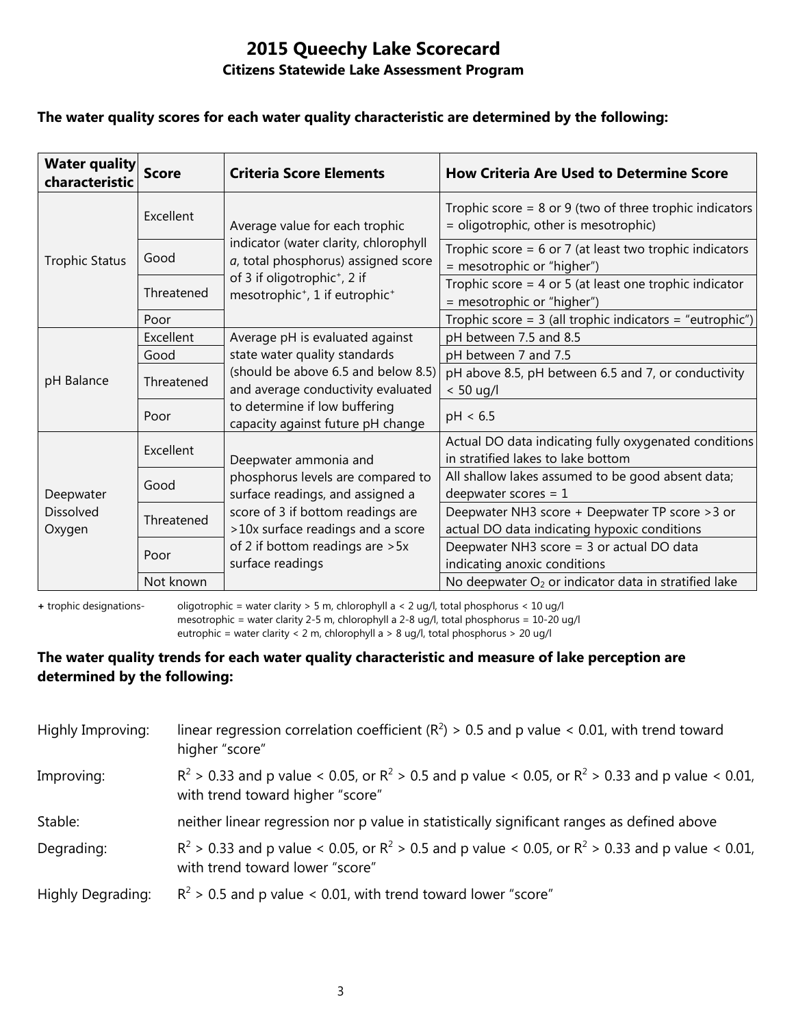# 2015 Queechy Lake Scorecard

## Citizens Statewide Lake Assessment Program

**The water quality scores for each water quality characteristic are determined by the following:**

| Water quality characteristic | Score | Criteria Score Elements | How Criteria Are Used to Determine Score |
|---|---|---|---|
| Trophic Status | Excellent | Average value for each trophic indicator (water clarity, chlorophyll *a*, total phosphorus) assigned score of 3 if oligotrophic+, 2 if mesotrophic+, 1 if eutrophic+ | Trophic score = 8 or 9 (two of three trophic indicators = oligotrophic, other is mesotrophic) |
| | Good | | Trophic score = 6 or 7 (at least two trophic indicators = mesotrophic or "higher") |
| | Threatened | | Trophic score = 4 or 5 (at least one trophic indicator = mesotrophic or "higher") |
| | Poor | | Trophic score = 3 (all trophic indicators = "eutrophic") |
| pH Balance | Excellent | Average pH is evaluated against state water quality standards (should be above 6.5 and below 8.5) and average conductivity evaluated to determine if low buffering capacity against future pH change | pH between 7.5 and 8.5 |
| | Good | | pH between 7 and 7.5 |
| | Threatened | | pH above 8.5, pH between 6.5 and 7, or conductivity < 50 ug/l |
| | Poor | | pH < 6.5 |
| Deepwater Dissolved Oxygen | Excellent | Deepwater ammonia and phosphorus levels are compared to surface readings, and assigned a score of 3 if bottom readings are >10x surface readings and a score of 2 if bottom readings are >5x surface readings | Actual DO data indicating fully oxygenated conditions in stratified lakes to lake bottom |
| | Good | | All shallow lakes assumed to be good absent data; deepwater scores = 1 |
| | Threatened | | Deepwater NH3 score + Deepwater TP score >3 or actual DO data indicating hypoxic conditions |
| | Poor | | Deepwater NH3 score = 3 or actual DO data indicating anoxic conditions |
| | Not known | | No deepwater $O_2$ or indicator data in stratified lake |

**+** trophic designations- oligotrophic = water clarity > 5 m, chlorophyll a < 2 ug/l, total phosphorus < 10 ug/l
mesotrophic = water clarity 2-5 m, chlorophyll a 2-8 ug/l, total phosphorus = 10-20 ug/l
eutrophic = water clarity < 2 m, chlorophyll a > 8 ug/l, total phosphorus > 20 ug/l

**The water quality trends for each water quality characteristic and measure of lake perception are determined by the following:**

Highly Improving: linear regression correlation coefficient ($R^2$) > 0.5 and p value < 0.01, with trend toward higher "score"

Improving: $R^2$ > 0.33 and p value < 0.05, or $R^2$ > 0.5 and p value < 0.05, or $R^2$ > 0.33 and p value < 0.01, with trend toward higher "score"

Stable: neither linear regression nor p value in statistically significant ranges as defined above

Degrading: $R^2$ > 0.33 and p value < 0.05, or $R^2$ > 0.5 and p value < 0.05, or $R^2$ > 0.33 and p value < 0.01, with trend toward lower "score"

Highly Degrading: $R^2$ > 0.5 and p value < 0.01, with trend toward lower "score"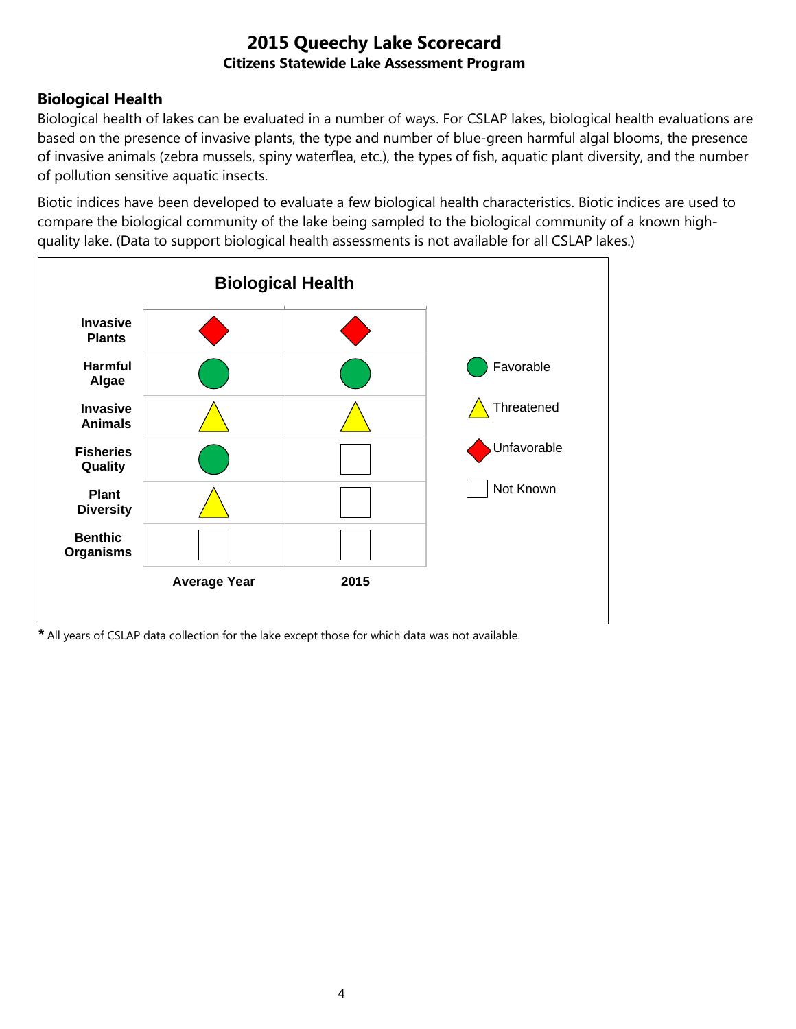# 2015 Queechy Lake Scorecard

**Citizens Statewide Lake Assessment Program**

## Biological Health

Biological health of lakes can be evaluated in a number of ways. For CSLAP lakes, biological health evaluations are based on the presence of invasive plants, the type and number of blue-green harmful algal blooms, the presence of invasive animals (zebra mussels, spiny waterflea, etc.), the types of fish, aquatic plant diversity, and the number of pollution sensitive aquatic insects.

Biotic indices have been developed to evaluate a few biological health characteristics. Biotic indices are used to compare the biological community of the lake being sampled to the biological community of a known high-quality lake. (Data to support biological health assessments is not available for all CSLAP lakes.)

**Biological Health**

| | Average Year | 2015 |
|---|---|---|
| **Invasive Plants** | Unfavorable | Unfavorable |
| **Harmful Algae** | Favorable | Favorable |
| **Invasive Animals** | Threatened | Threatened |
| **Fisheries Quality** | Favorable | Not Known |
| **Plant Diversity** | Threatened | Not Known |
| **Benthic Organisms** | Not Known | Not Known |

Legend: Favorable (green circle), Threatened (yellow triangle), Unfavorable (red diamond), Not Known (empty square)

***** All years of CSLAP data collection for the lake except those for which data was not available.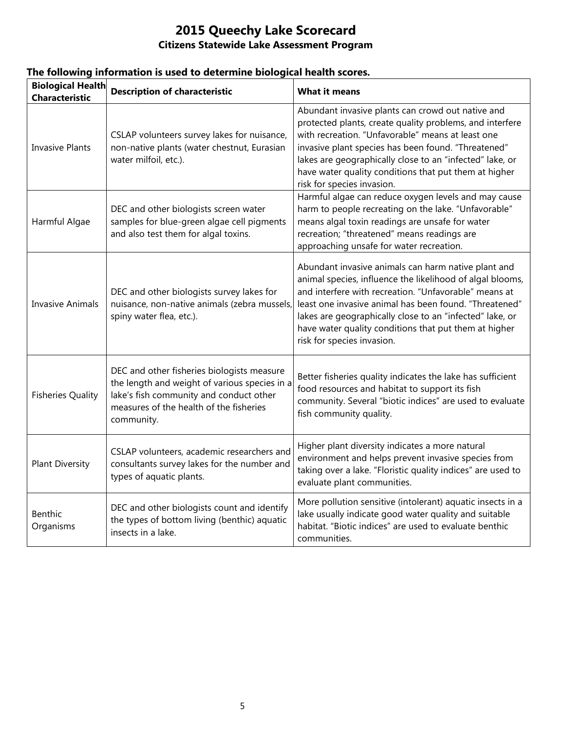# 2015 Queechy Lake Scorecard

## Citizens Statewide Lake Assessment Program

### The following information is used to determine biological health scores.

| Biological Health Characteristic | Description of characteristic | What it means |
|---|---|---|
| Invasive Plants | CSLAP volunteers survey lakes for nuisance, non-native plants (water chestnut, Eurasian water milfoil, etc.). | Abundant invasive plants can crowd out native and protected plants, create quality problems, and interfere with recreation. "Unfavorable" means at least one invasive plant species has been found. "Threatened" lakes are geographically close to an "infected" lake, or have water quality conditions that put them at higher risk for species invasion. |
| Harmful Algae | DEC and other biologists screen water samples for blue-green algae cell pigments and also test them for algal toxins. | Harmful algae can reduce oxygen levels and may cause harm to people recreating on the lake. "Unfavorable" means algal toxin readings are unsafe for water recreation; "threatened" means readings are approaching unsafe for water recreation. |
| Invasive Animals | DEC and other biologists survey lakes for nuisance, non-native animals (zebra mussels, spiny water flea, etc.). | Abundant invasive animals can harm native plant and animal species, influence the likelihood of algal blooms, and interfere with recreation. "Unfavorable" means at least one invasive animal has been found. "Threatened" lakes are geographically close to an "infected" lake, or have water quality conditions that put them at higher risk for species invasion. |
| Fisheries Quality | DEC and other fisheries biologists measure the length and weight of various species in a lake's fish community and conduct other measures of the health of the fisheries community. | Better fisheries quality indicates the lake has sufficient food resources and habitat to support its fish community. Several "biotic indices" are used to evaluate fish community quality. |
| Plant Diversity | CSLAP volunteers, academic researchers and consultants survey lakes for the number and types of aquatic plants. | Higher plant diversity indicates a more natural environment and helps prevent invasive species from taking over a lake. "Floristic quality indices" are used to evaluate plant communities. |
| Benthic Organisms | DEC and other biologists count and identify the types of bottom living (benthic) aquatic insects in a lake. | More pollution sensitive (intolerant) aquatic insects in a lake usually indicate good water quality and suitable habitat. "Biotic indices" are used to evaluate benthic communities. |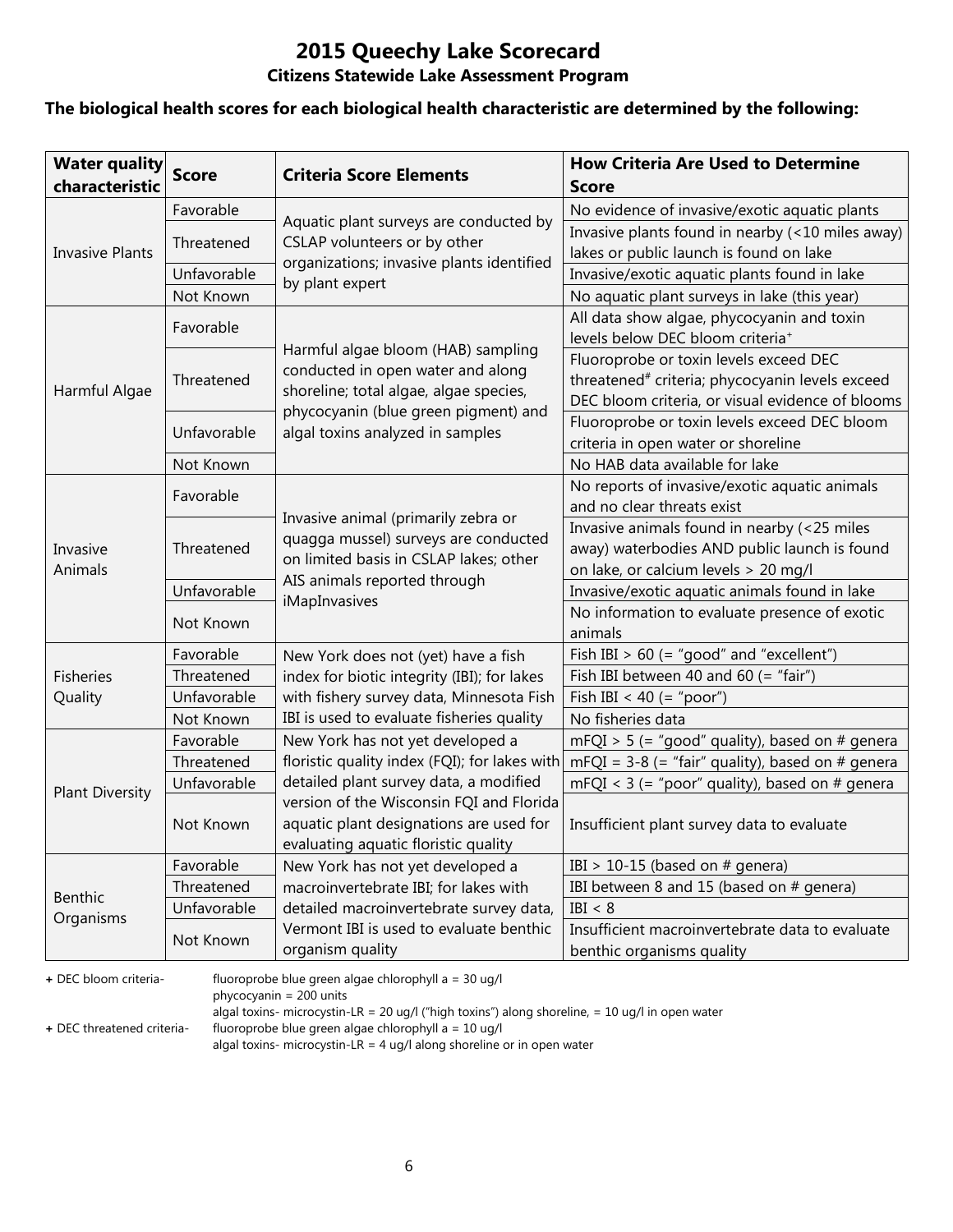# 2015 Queechy Lake Scorecard

## Citizens Statewide Lake Assessment Program

**The biological health scores for each biological health characteristic are determined by the following:**

| Water quality characteristic | Score | Criteria Score Elements | How Criteria Are Used to Determine Score |
|---|---|---|---|
| Invasive Plants | Favorable | Aquatic plant surveys are conducted by CSLAP volunteers or by other organizations; invasive plants identified by plant expert | No evidence of invasive/exotic aquatic plants |
| | Threatened | | Invasive plants found in nearby (<10 miles away) lakes or public launch is found on lake |
| | Unfavorable | | Invasive/exotic aquatic plants found in lake |
| | Not Known | | No aquatic plant surveys in lake (this year) |
| Harmful Algae | Favorable | Harmful algae bloom (HAB) sampling conducted in open water and along shoreline; total algae, algae species, phycocyanin (blue green pigment) and algal toxins analyzed in samples | All data show algae, phycocyanin and toxin levels below DEC bloom criteria+ |
| | Threatened | | Fluoroprobe or toxin levels exceed DEC threatened# criteria; phycocyanin levels exceed DEC bloom criteria, or visual evidence of blooms |
| | Unfavorable | | Fluoroprobe or toxin levels exceed DEC bloom criteria in open water or shoreline |
| | Not Known | | No HAB data available for lake |
| Invasive Animals | Favorable | Invasive animal (primarily zebra or quagga mussel) surveys are conducted on limited basis in CSLAP lakes; other AIS animals reported through iMapInvasives | No reports of invasive/exotic aquatic animals and no clear threats exist |
| | Threatened | | Invasive animals found in nearby (<25 miles away) waterbodies AND public launch is found on lake, or calcium levels > 20 mg/l |
| | Unfavorable | | Invasive/exotic aquatic animals found in lake |
| | Not Known | | No information to evaluate presence of exotic animals |
| Fisheries Quality | Favorable | New York does not (yet) have a fish index for biotic integrity (IBI); for lakes with fishery survey data, Minnesota Fish IBI is used to evaluate fisheries quality | Fish IBI > 60 (= "good" and "excellent") |
| | Threatened | | Fish IBI between 40 and 60 (= "fair") |
| | Unfavorable | | Fish IBI < 40 (= "poor") |
| | Not Known | | No fisheries data |
| Plant Diversity | Favorable | New York has not yet developed a floristic quality index (FQI); for lakes with detailed plant survey data, a modified version of the Wisconsin FQI and Florida aquatic plant designations are used for evaluating aquatic floristic quality | mFQI > 5 (= "good" quality), based on # genera |
| | Threatened | | mFQI = 3-8 (= "fair" quality), based on # genera |
| | Unfavorable | | mFQI < 3 (= "poor" quality), based on # genera |
| | Not Known | | Insufficient plant survey data to evaluate |
| Benthic Organisms | Favorable | New York has not yet developed a macroinvertebrate IBI; for lakes with detailed macroinvertebrate survey data, Vermont IBI is used to evaluate benthic organism quality | IBI > 10-15 (based on # genera) |
| | Threatened | | IBI between 8 and 15 (based on # genera) |
| | Unfavorable | | IBI < 8 |
| | Not Known | | Insufficient macroinvertebrate data to evaluate benthic organisms quality |

\+ DEC bloom criteria- fluoroprobe blue green algae chlorophyll a = 30 ug/l
phycocyanin = 200 units
algal toxins- microcystin-LR = 20 ug/l ("high toxins") along shoreline, = 10 ug/l in open water

\+ DEC threatened criteria- fluoroprobe blue green algae chlorophyll a = 10 ug/l
algal toxins- microcystin-LR = 4 ug/l along shoreline or in open water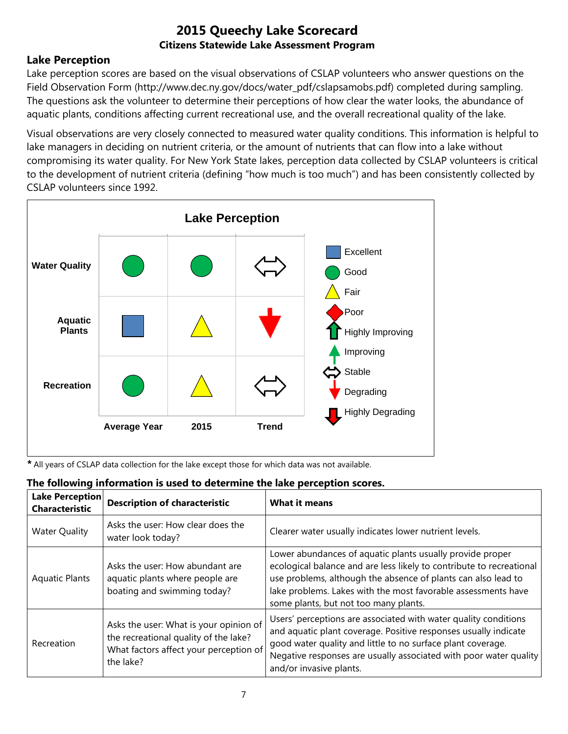# 2015 Queechy Lake Scorecard

**Citizens Statewide Lake Assessment Program**

## Lake Perception

Lake perception scores are based on the visual observations of CSLAP volunteers who answer questions on the Field Observation Form (http://www.dec.ny.gov/docs/water_pdf/cslapsamobs.pdf) completed during sampling. The questions ask the volunteer to determine their perceptions of how clear the water looks, the abundance of aquatic plants, conditions affecting current recreational use, and the overall recreational quality of the lake.

Visual observations are very closely connected to measured water quality conditions. This information is helpful to lake managers in deciding on nutrient criteria, or the amount of nutrients that can flow into a lake without compromising its water quality. For New York State lakes, perception data collected by CSLAP volunteers is critical to the development of nutrient criteria (defining "how much is too much") and has been consistently collected by CSLAP volunteers since 1992.

**Lake Perception**

| | Average Year | 2015 | Trend |
|---|---|---|---|
| **Water Quality** | Good | Good | Stable |
| **Aquatic Plants** | Excellent | Fair | Degrading |
| **Recreation** | Good | Fair | Stable |

Legend: Excellent, Good, Fair, Poor, Highly Improving, Improving, Stable, Degrading, Highly Degrading

\* All years of CSLAP data collection for the lake except those for which data was not available.

### The following information is used to determine the lake perception scores.

| Lake Perception Characteristic | Description of characteristic | What it means |
|---|---|---|
| Water Quality | Asks the user: How clear does the water look today? | Clearer water usually indicates lower nutrient levels. |
| Aquatic Plants | Asks the user: How abundant are aquatic plants where people are boating and swimming today? | Lower abundances of aquatic plants usually provide proper ecological balance and are less likely to contribute to recreational use problems, although the absence of plants can also lead to lake problems. Lakes with the most favorable assessments have some plants, but not too many plants. |
| Recreation | Asks the user: What is your opinion of the recreational quality of the lake? What factors affect your perception of the lake? | Users' perceptions are associated with water quality conditions and aquatic plant coverage. Positive responses usually indicate good water quality and little to no surface plant coverage. Negative responses are usually associated with poor water quality and/or invasive plants. |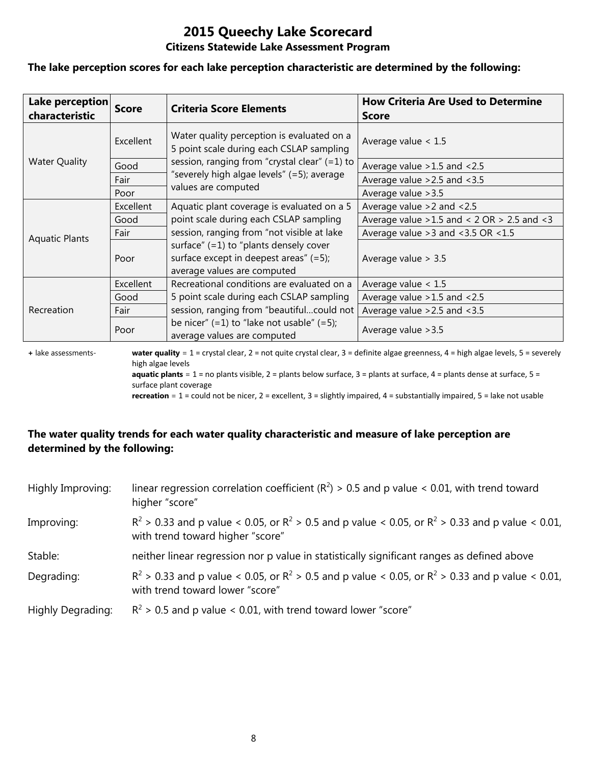# 2015 Queechy Lake Scorecard

### Citizens Statewide Lake Assessment Program

**The lake perception scores for each lake perception characteristic are determined by the following:**

| Lake perception characteristic | Score | Criteria Score Elements | How Criteria Are Used to Determine Score |
|---|---|---|---|
| Water Quality | Excellent | Water quality perception is evaluated on a 5 point scale during each CSLAP sampling session, ranging from "crystal clear" (=1) to "severely high algae levels" (=5); average values are computed | Average value < 1.5 |
| | Good | | Average value >1.5 and <2.5 |
| | Fair | | Average value >2.5 and <3.5 |
| | Poor | | Average value >3.5 |
| Aquatic Plants | Excellent | Aquatic plant coverage is evaluated on a 5 point scale during each CSLAP sampling session, ranging from "not visible at lake surface" (=1) to "plants densely cover surface except in deepest areas" (=5); average values are computed | Average value >2 and <2.5 |
| | Good | | Average value >1.5 and < 2 OR > 2.5 and <3 |
| | Fair | | Average value >3 and <3.5 OR <1.5 |
| | Poor | | Average value > 3.5 |
| Recreation | Excellent | Recreational conditions are evaluated on a 5 point scale during each CSLAP sampling session, ranging from "beautiful...could not be nicer" (=1) to "lake not usable" (=5); average values are computed | Average value < 1.5 |
| | Good | | Average value >1.5 and <2.5 |
| | Fair | | Average value >2.5 and <3.5 |
| | Poor | | Average value >3.5 |

**+** lake assessments- **water quality** = 1 = crystal clear, 2 = not quite crystal clear, 3 = definite algae greenness, 4 = high algae levels, 5 = severely high algae levels
**aquatic plants** = 1 = no plants visible, 2 = plants below surface, 3 = plants at surface, 4 = plants dense at surface, 5 = surface plant coverage
**recreation** = 1 = could not be nicer, 2 = excellent, 3 = slightly impaired, 4 = substantially impaired, 5 = lake not usable

**The water quality trends for each water quality characteristic and measure of lake perception are determined by the following:**

Highly Improving: linear regression correlation coefficient ($R^2$) > 0.5 and p value < 0.01, with trend toward higher "score"

Improving: $R^2$ > 0.33 and p value < 0.05, or $R^2$ > 0.5 and p value < 0.05, or $R^2$ > 0.33 and p value < 0.01, with trend toward higher "score"

Stable: neither linear regression nor p value in statistically significant ranges as defined above

Degrading: $R^2$ > 0.33 and p value < 0.05, or $R^2$ > 0.5 and p value < 0.05, or $R^2$ > 0.33 and p value < 0.01, with trend toward lower "score"

Highly Degrading: $R^2$ > 0.5 and p value < 0.01, with trend toward lower "score"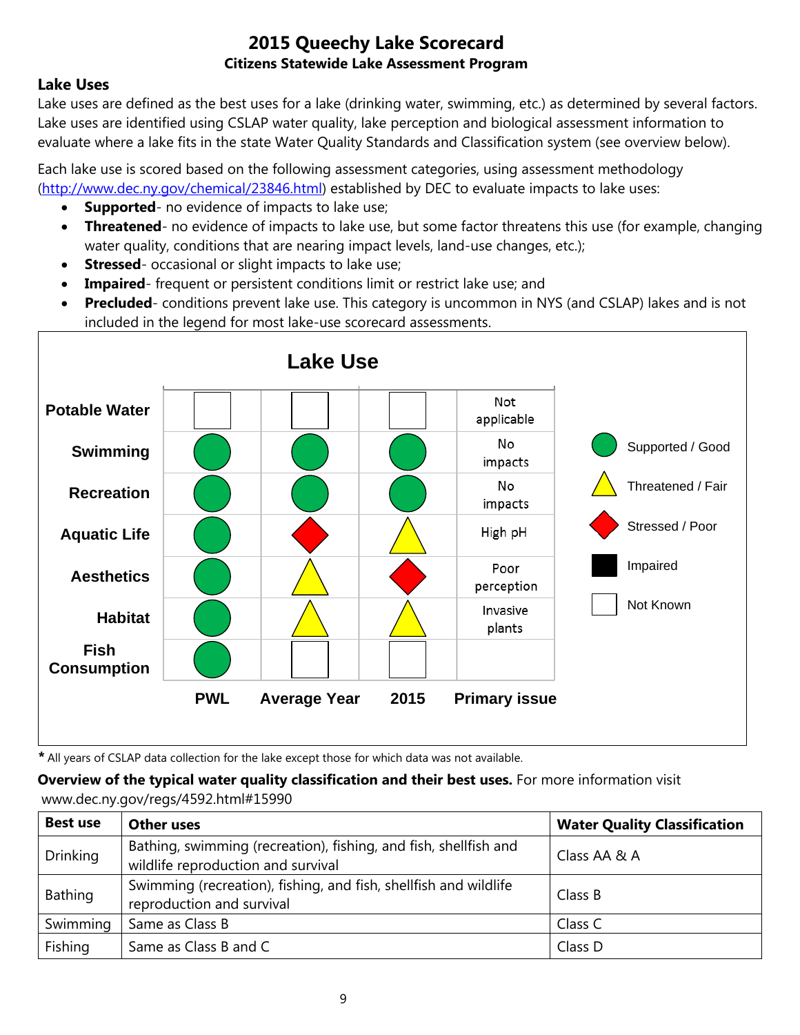# 2015 Queechy Lake Scorecard

**Citizens Statewide Lake Assessment Program**

## Lake Uses

Lake uses are defined as the best uses for a lake (drinking water, swimming, etc.) as determined by several factors. Lake uses are identified using CSLAP water quality, lake perception and biological assessment information to evaluate where a lake fits in the state Water Quality Standards and Classification system (see overview below).

Each lake use is scored based on the following assessment categories, using assessment methodology (http://www.dec.ny.gov/chemical/23846.html) established by DEC to evaluate impacts to lake uses:

- **Supported**- no evidence of impacts to lake use;
- **Threatened**- no evidence of impacts to lake use, but some factor threatens this use (for example, changing water quality, conditions that are nearing impact levels, land-use changes, etc.);
- **Stressed**- occasional or slight impacts to lake use;
- **Impaired**- frequent or persistent conditions limit or restrict lake use; and
- **Precluded**- conditions prevent lake use. This category is uncommon in NYS (and CSLAP) lakes and is not included in the legend for most lake-use scorecard assessments.

**Lake Use**

| | PWL | Average Year | 2015 | Primary issue |
|---|---|---|---|---|
| Potable Water | Not Known | Not Known | Not Known | Not applicable |
| Swimming | Supported / Good | Supported / Good | Supported / Good | No impacts |
| Recreation | Supported / Good | Supported / Good | Supported / Good | No impacts |
| Aquatic Life | Supported / Good | Stressed / Poor | Threatened / Fair | High pH |
| Aesthetics | Supported / Good | Threatened / Fair | Stressed / Poor | Poor perception |
| Habitat | Supported / Good | Threatened / Fair | Threatened / Fair | Invasive plants |
| Fish Consumption | Supported / Good | Not Known | Not Known | |

Legend: Supported / Good; Threatened / Fair; Stressed / Poor; Impaired; Not Known

* All years of CSLAP data collection for the lake except those for which data was not available.

**Overview of the typical water quality classification and their best uses.** For more information visit www.dec.ny.gov/regs/4592.html#15990

| Best use | Other uses | Water Quality Classification |
|---|---|---|
| Drinking | Bathing, swimming (recreation), fishing, and fish, shellfish and wildlife reproduction and survival | Class AA & A |
| Bathing | Swimming (recreation), fishing, and fish, shellfish and wildlife reproduction and survival | Class B |
| Swimming | Same as Class B | Class C |
| Fishing | Same as Class B and C | Class D |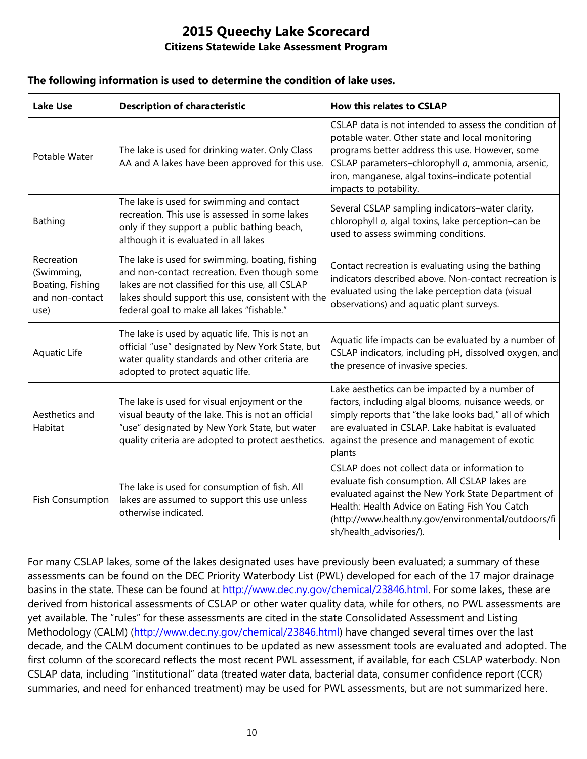# 2015 Queechy Lake Scorecard

## Citizens Statewide Lake Assessment Program

**The following information is used to determine the condition of lake uses.**

| Lake Use | Description of characteristic | How this relates to CSLAP |
|---|---|---|
| Potable Water | The lake is used for drinking water. Only Class AA and A lakes have been approved for this use. | CSLAP data is not intended to assess the condition of potable water. Other state and local monitoring programs better address this use. However, some CSLAP parameters–chlorophyll *a*, ammonia, arsenic, iron, manganese, algal toxins–indicate potential impacts to potability. |
| Bathing | The lake is used for swimming and contact recreation. This use is assessed in some lakes only if they support a public bathing beach, although it is evaluated in all lakes | Several CSLAP sampling indicators–water clarity, chlorophyll *a,* algal toxins, lake perception–can be used to assess swimming conditions. |
| Recreation (Swimming, Boating, Fishing and non-contact use) | The lake is used for swimming, boating, fishing and non-contact recreation. Even though some lakes are not classified for this use, all CSLAP lakes should support this use, consistent with the federal goal to make all lakes "fishable." | Contact recreation is evaluating using the bathing indicators described above. Non-contact recreation is evaluated using the lake perception data (visual observations) and aquatic plant surveys. |
| Aquatic Life | The lake is used by aquatic life. This is not an official "use" designated by New York State, but water quality standards and other criteria are adopted to protect aquatic life. | Aquatic life impacts can be evaluated by a number of CSLAP indicators, including pH, dissolved oxygen, and the presence of invasive species. |
| Aesthetics and Habitat | The lake is used for visual enjoyment or the visual beauty of the lake. This is not an official "use" designated by New York State, but water quality criteria are adopted to protect aesthetics. | Lake aesthetics can be impacted by a number of factors, including algal blooms, nuisance weeds, or simply reports that "the lake looks bad," all of which are evaluated in CSLAP. Lake habitat is evaluated against the presence and management of exotic plants |
| Fish Consumption | The lake is used for consumption of fish. All lakes are assumed to support this use unless otherwise indicated. | CSLAP does not collect data or information to evaluate fish consumption. All CSLAP lakes are evaluated against the New York State Department of Health: Health Advice on Eating Fish You Catch (http://www.health.ny.gov/environmental/outdoors/fish/health_advisories/). |

For many CSLAP lakes, some of the lakes designated uses have previously been evaluated; a summary of these assessments can be found on the DEC Priority Waterbody List (PWL) developed for each of the 17 major drainage basins in the state. These can be found at http://www.dec.ny.gov/chemical/23846.html. For some lakes, these are derived from historical assessments of CSLAP or other water quality data, while for others, no PWL assessments are yet available. The "rules" for these assessments are cited in the state Consolidated Assessment and Listing Methodology (CALM) (http://www.dec.ny.gov/chemical/23846.html) have changed several times over the last decade, and the CALM document continues to be updated as new assessment tools are evaluated and adopted. The first column of the scorecard reflects the most recent PWL assessment, if available, for each CSLAP waterbody. Non CSLAP data, including "institutional" data (treated water data, bacterial data, consumer confidence report (CCR) summaries, and need for enhanced treatment) may be used for PWL assessments, but are not summarized here.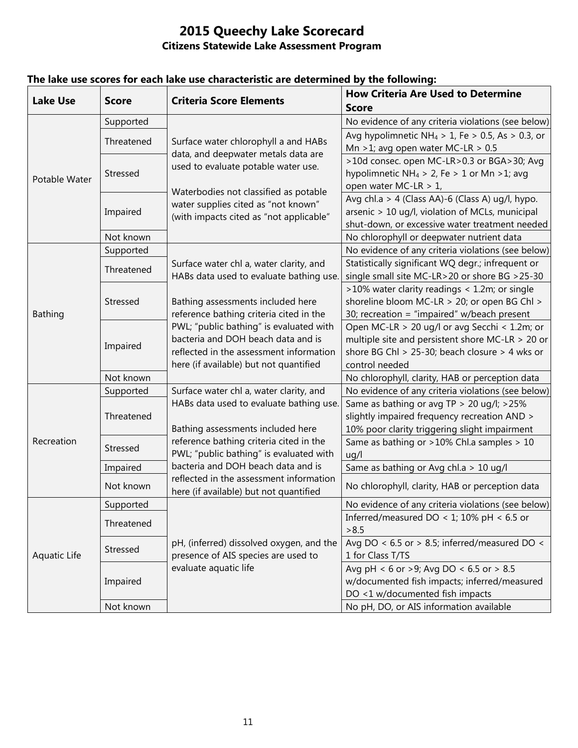# 2015 Queechy Lake Scorecard

## Citizens Statewide Lake Assessment Program

**The lake use scores for each lake use characteristic are determined by the following:**

| Lake Use | Score | Criteria Score Elements | How Criteria Are Used to Determine Score |
|---|---|---|---|
| Potable Water | Supported | Surface water chlorophyll a and HABs data, and deepwater metals data are used to evaluate potable water use. Waterbodies not classified as potable water supplies cited as "not known" (with impacts cited as "not applicable" | No evidence of any criteria violations (see below) |
| | Threatened | | Avg hypolimnetic $NH_4$ > 1, Fe > 0.5, As > 0.3, or Mn >1; avg open water MC-LR > 0.5 |
| | Stressed | | >10d consec. open MC-LR>0.3 or BGA>30; Avg hypolimnetic $NH_4$ > 2, Fe > 1 or Mn >1; avg open water MC-LR > 1, |
| | Impaired | | Avg chl.a > 4 (Class AA)-6 (Class A) ug/l, hypo. arsenic > 10 ug/l, violation of MCLs, municipal shut-down, or excessive water treatment needed |
| | Not known | | No chlorophyll or deepwater nutrient data |
| Bathing | Supported | Surface water chl a, water clarity, and HABs data used to evaluate bathing use. Bathing assessments included here reference bathing criteria cited in the PWL; "public bathing" is evaluated with bacteria and DOH beach data and is reflected in the assessment information here (if available) but not quantified | No evidence of any criteria violations (see below) |
| | Threatened | | Statistically significant WQ degr.; infrequent or single small site MC-LR>20 or shore BG >25-30 |
| | Stressed | | >10% water clarity readings < 1.2m; or single shoreline bloom MC-LR > 20; or open BG Chl > 30; recreation = "impaired" w/beach present |
| | Impaired | | Open MC-LR > 20 ug/l or avg Secchi < 1.2m; or multiple site and persistent shore MC-LR > 20 or shore BG Chl > 25-30; beach closure > 4 wks or control needed |
| | Not known | | No chlorophyll, clarity, HAB or perception data |
| Recreation | Supported | Surface water chl a, water clarity, and HABs data used to evaluate bathing use. Bathing assessments included here reference bathing criteria cited in the PWL; "public bathing" is evaluated with bacteria and DOH beach data and is reflected in the assessment information here (if available) but not quantified | No evidence of any criteria violations (see below) |
| | Threatened | | Same as bathing or avg TP > 20 ug/l; >25% slightly impaired frequency recreation AND > 10% poor clarity triggering slight impairment |
| | Stressed | | Same as bathing or >10% Chl.a samples > 10 ug/l |
| | Impaired | | Same as bathing or Avg chl.a > 10 ug/l |
| | Not known | | No chlorophyll, clarity, HAB or perception data |
| Aquatic Life | Supported | pH, (inferred) dissolved oxygen, and the presence of AIS species are used to evaluate aquatic life | No evidence of any criteria violations (see below) |
| | Threatened | | Inferred/measured DO < 1; 10% pH < 6.5 or >8.5 |
| | Stressed | | Avg DO < 6.5 or > 8.5; inferred/measured DO < 1 for Class T/TS |
| | Impaired | | Avg pH < 6 or >9; Avg DO < 6.5 or > 8.5 w/documented fish impacts; inferred/measured DO <1 w/documented fish impacts |
| | Not known | | No pH, DO, or AIS information available |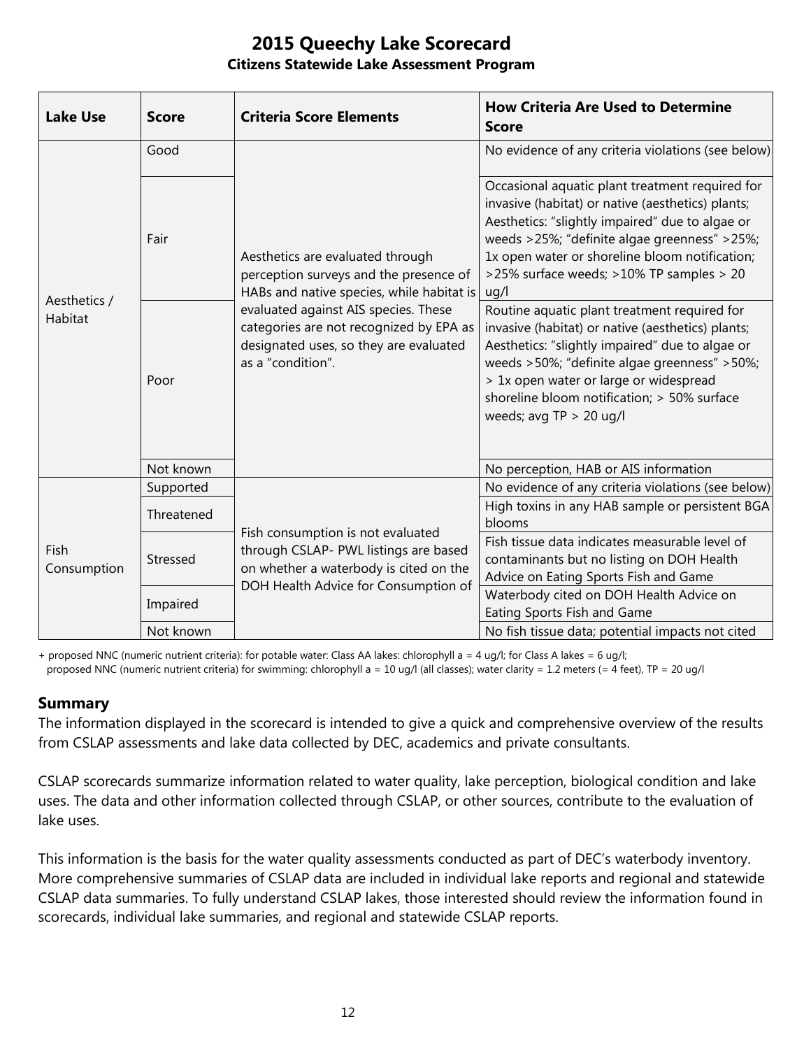# 2015 Queechy Lake Scorecard

## Citizens Statewide Lake Assessment Program

| Lake Use | Score | Criteria Score Elements | How Criteria Are Used to Determine Score |
|---|---|---|---|
| Aesthetics / Habitat | Good | Aesthetics are evaluated through perception surveys and the presence of HABs and native species, while habitat is evaluated against AIS species. These categories are not recognized by EPA as designated uses, so they are evaluated as a "condition". | No evidence of any criteria violations (see below) |
| | Fair | | Occasional aquatic plant treatment required for invasive (habitat) or native (aesthetics) plants; Aesthetics: "slightly impaired" due to algae or weeds >25%; "definite algae greenness" >25%; 1x open water or shoreline bloom notification; >25% surface weeds; >10% TP samples > 20 ug/l |
| | Poor | | Routine aquatic plant treatment required for invasive (habitat) or native (aesthetics) plants; Aesthetics: "slightly impaired" due to algae or weeds >50%; "definite algae greenness" >50%; > 1x open water or large or widespread shoreline bloom notification; > 50% surface weeds; avg TP > 20 ug/l |
| | Not known | | No perception, HAB or AIS information |
| Fish Consumption | Supported | Fish consumption is not evaluated through CSLAP- PWL listings are based on whether a waterbody is cited on the DOH Health Advice for Consumption of | No evidence of any criteria violations (see below) |
| | Threatened | | High toxins in any HAB sample or persistent BGA blooms |
| | Stressed | | Fish tissue data indicates measurable level of contaminants but no listing on DOH Health Advice on Eating Sports Fish and Game |
| | Impaired | | Waterbody cited on DOH Health Advice on Eating Sports Fish and Game |
| | Not known | | No fish tissue data; potential impacts not cited |

+ proposed NNC (numeric nutrient criteria): for potable water: Class AA lakes: chlorophyll a = 4 ug/l; for Class A lakes = 6 ug/l;
proposed NNC (numeric nutrient criteria) for swimming: chlorophyll a = 10 ug/l (all classes); water clarity = 1.2 meters (= 4 feet), TP = 20 ug/l

## Summary

The information displayed in the scorecard is intended to give a quick and comprehensive overview of the results from CSLAP assessments and lake data collected by DEC, academics and private consultants.

CSLAP scorecards summarize information related to water quality, lake perception, biological condition and lake uses. The data and other information collected through CSLAP, or other sources, contribute to the evaluation of lake uses.

This information is the basis for the water quality assessments conducted as part of DEC's waterbody inventory. More comprehensive summaries of CSLAP data are included in individual lake reports and regional and statewide CSLAP data summaries. To fully understand CSLAP lakes, those interested should review the information found in scorecards, individual lake summaries, and regional and statewide CSLAP reports.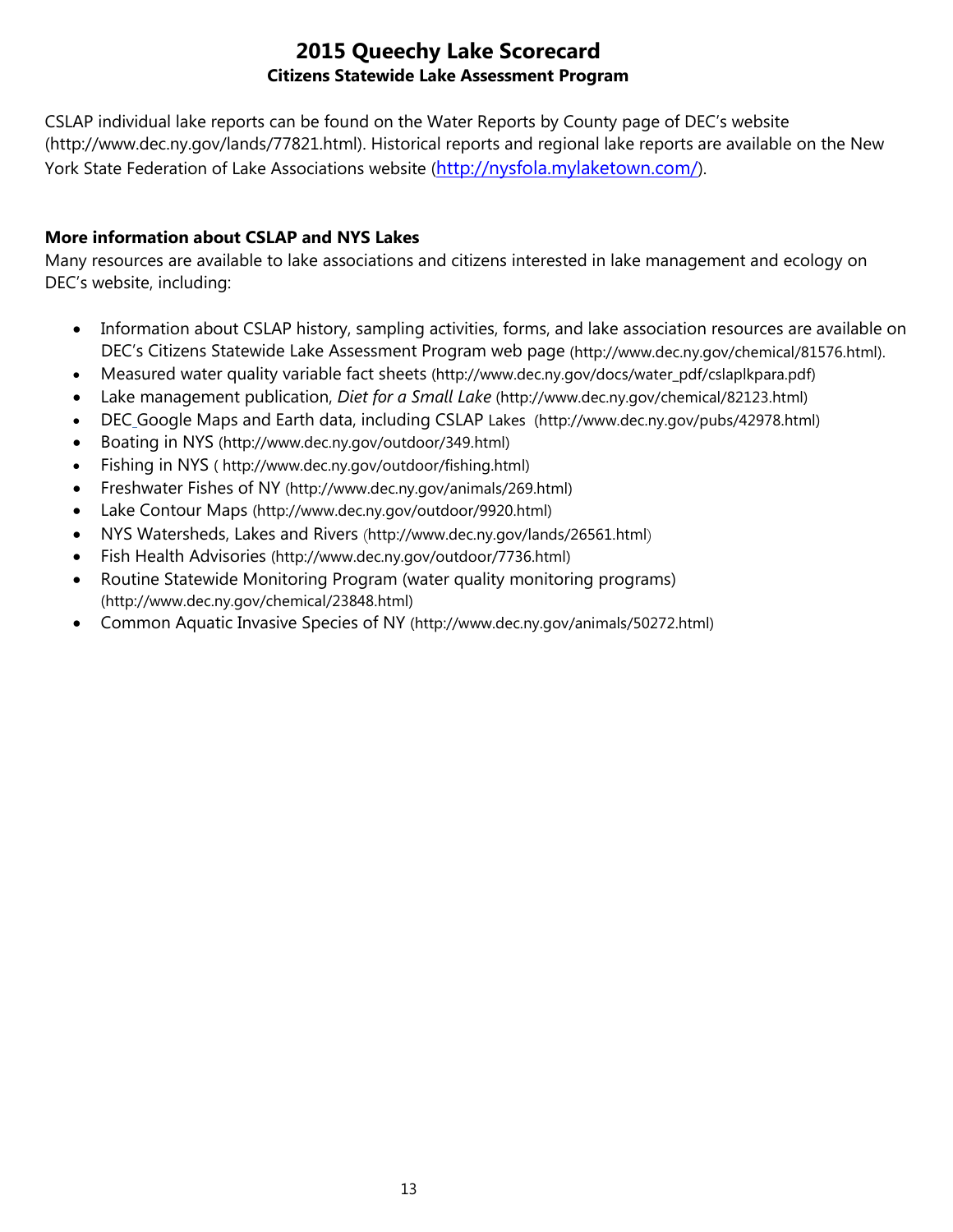# 2015 Queechy Lake Scorecard

**Citizens Statewide Lake Assessment Program**

CSLAP individual lake reports can be found on the Water Reports by County page of DEC's website (http://www.dec.ny.gov/lands/77821.html). Historical reports and regional lake reports are available on the New York State Federation of Lake Associations website (http://nysfola.mylaketown.com/).

**More information about CSLAP and NYS Lakes**

Many resources are available to lake associations and citizens interested in lake management and ecology on DEC's website, including:

- Information about CSLAP history, sampling activities, forms, and lake association resources are available on DEC's Citizens Statewide Lake Assessment Program web page (http://www.dec.ny.gov/chemical/81576.html).
- Measured water quality variable fact sheets (http://www.dec.ny.gov/docs/water_pdf/cslaplkpara.pdf)
- Lake management publication, *Diet for a Small Lake* (http://www.dec.ny.gov/chemical/82123.html)
- DEC Google Maps and Earth data, including CSLAP Lakes (http://www.dec.ny.gov/pubs/42978.html)
- Boating in NYS (http://www.dec.ny.gov/outdoor/349.html)
- Fishing in NYS ( http://www.dec.ny.gov/outdoor/fishing.html)
- Freshwater Fishes of NY (http://www.dec.ny.gov/animals/269.html)
- Lake Contour Maps (http://www.dec.ny.gov/outdoor/9920.html)
- NYS Watersheds, Lakes and Rivers (http://www.dec.ny.gov/lands/26561.html)
- Fish Health Advisories (http://www.dec.ny.gov/outdoor/7736.html)
- Routine Statewide Monitoring Program (water quality monitoring programs) (http://www.dec.ny.gov/chemical/23848.html)
- Common Aquatic Invasive Species of NY (http://www.dec.ny.gov/animals/50272.html)